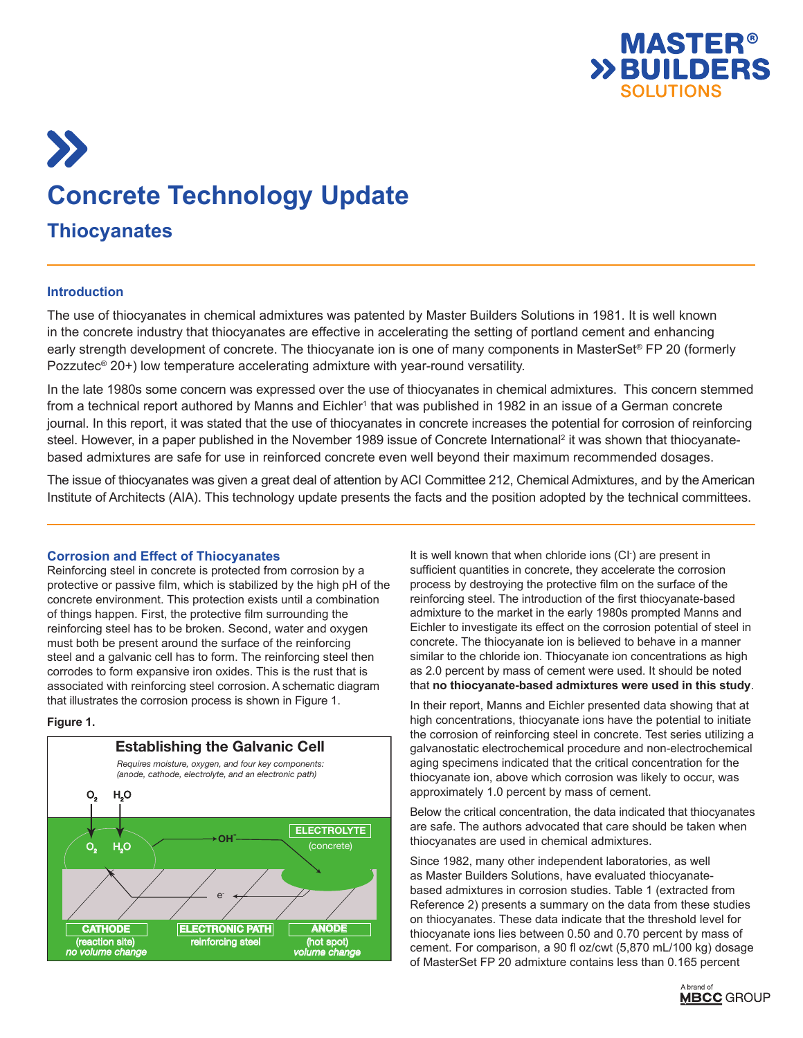# Concrete Technology Update

## Thiocyanates

### Introduction

The use of thiocyanates in chemical admixtures was patented by Master Builders Solutions in 1981. It is well known in the concrete industry that thiocyanates are effective in accelerating the setting of portland cement and enhancing early strength development of concrete. The thiocyanate ion is one of many components in MasterSet® FP 20 (formerly Pozzutec® 20+) low temperature accelerating admixture with year-round versatility.

In the late 1980s some concern was expressed over the use of thiocyanates in chemical admixtures. This concern stemmed from a technical report authored by Manns and Eichler[1] that was published in 1982 in an issue of a German concrete journal. In this report, it was stated that the use of thiocyanates in concrete increases the potential for corrosion of reinforcing steel. However, in a paper published in the November 1989 issue of Concrete International[2] it was shown that thiocyanate-based admixtures are safe for use in reinforced concrete even well beyond their maximum recommended dosages.

The issue of thiocyanates was given a great deal of attention by ACI Committee 212, Chemical Admixtures, and by the American Institute of Architects (AIA). This technology update presents the facts and the position adopted by the technical committees.

### Corrosion and Effect of Thiocyanates

Reinforcing steel in concrete is protected from corrosion by a protective or passive film, which is stabilized by the high pH of the concrete environment. This protection exists until a combination of things happen. First, the protective film surrounding the reinforcing steel has to be broken. Second, water and oxygen must both be present around the surface of the reinforcing steel and a galvanic cell has to form. The reinforcing steel then corrodes to form expansive iron oxides. This is the rust that is associated with reinforcing steel corrosion. A schematic diagram that illustrates the corrosion process is shown in Figure 1.

**Figure 1.**

**Establishing the Galvanic Cell**

*Requires moisture, oxygen, and four key components: (anode, cathode, electrolyte, and an electronic path)*

$O_2$ $H_2O$ — $OH^-$ — $e^-$

ELECTROLYTE (concrete) | CATHODE (reaction site) *no volume change* | ELECTRONIC PATH reinforcing steel | ANODE (hot spot) *volume change*

It is well known that when chloride ions ($Cl^-$) are present in sufficient quantities in concrete, they accelerate the corrosion process by destroying the protective film on the surface of the reinforcing steel. The introduction of the first thiocyanate-based admixture to the market in the early 1980s prompted Manns and Eichler to investigate its effect on the corrosion potential of steel in concrete. The thiocyanate ion is believed to behave in a manner similar to the chloride ion. Thiocyanate ion concentrations as high as 2.0 percent by mass of cement were used. It should be noted that **no thiocyanate-based admixtures were used in this study**.

In their report, Manns and Eichler presented data showing that at high concentrations, thiocyanate ions have the potential to initiate the corrosion of reinforcing steel in concrete. Test series utilizing a galvanostatic electrochemical procedure and non-electrochemical aging specimens indicated that the critical concentration for the thiocyanate ion, above which corrosion was likely to occur, was approximately 1.0 percent by mass of cement.

Below the critical concentration, the data indicated that thiocyanates are safe. The authors advocated that care should be taken when thiocyanates are used in chemical admixtures.

Since 1982, many other independent laboratories, as well as Master Builders Solutions, have evaluated thiocyanate-based admixtures in corrosion studies. Table 1 (extracted from Reference 2) presents a summary on the data from these studies on thiocyanates. These data indicate that the threshold level for thiocyanate ions lies between 0.50 and 0.70 percent by mass of cement. For comparison, a 90 fl oz/cwt (5,870 mL/100 kg) dosage of MasterSet FP 20 admixture contains less than 0.165 percent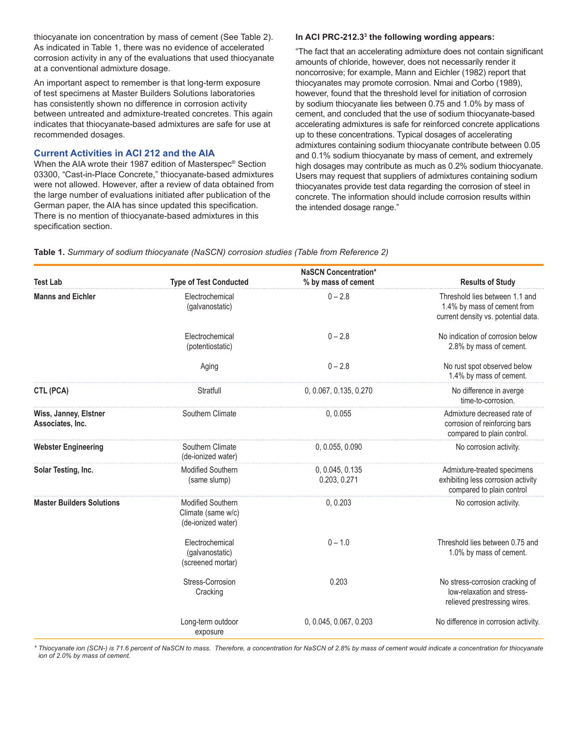thiocyanate ion concentration by mass of cement (See Table 2). As indicated in Table 1, there was no evidence of accelerated corrosion activity in any of the evaluations that used thiocyanate at a conventional admixture dosage.

An important aspect to remember is that long-term exposure of test specimens at Master Builders Solutions laboratories has consistently shown no difference in corrosion activity between untreated and admixture-treated concretes. This again indicates that thiocyanate-based admixtures are safe for use at recommended dosages.

### Current Activities in ACI 212 and the AIA

When the AIA wrote their 1987 edition of Masterspec® Section 03300, "Cast-in-Place Concrete," thiocyanate-based admixtures were not allowed. However, after a review of data obtained from the large number of evaluations initiated after publication of the German paper, the AIA has since updated this specification. There is no mention of thiocyanate-based admixtures in this specification section.

**In ACI PRC-212.3[3] the following wording appears:**

"The fact that an accelerating admixture does not contain significant amounts of chloride, however, does not necessarily render it noncorrosive; for example, Mann and Eichler (1982) report that thiocyanates may promote corrosion. Nmai and Corbo (1989), however, found that the threshold level for initiation of corrosion by sodium thiocyanate lies between 0.75 and 1.0% by mass of cement, and concluded that the use of sodium thiocyanate-based accelerating admixtures is safe for reinforced concrete applications up to these concentrations. Typical dosages of accelerating admixtures containing sodium thiocyanate contribute between 0.05 and 0.1% sodium thiocyanate by mass of cement, and extremely high dosages may contribute as much as 0.2% sodium thiocyanate. Users may request that suppliers of admixtures containing sodium thiocyanates provide test data regarding the corrosion of steel in concrete. The information should include corrosion results within the intended dosage range."

**Table 1.** *Summary of sodium thiocyanate (NaSCN) corrosion studies (Table from Reference 2)*

| Test Lab | Type of Test Conducted | NaSCN Concentration* % by mass of cement | Results of Study |
|---|---|---|---|
| **Manns and Eichler** | Electrochemical (galvanostatic) | 0 – 2.8 | Threshold lies between 1.1 and 1.4% by mass of cement from current density vs. potential data. |
| | Electrochemical (potentiostatic) | 0 – 2.8 | No indication of corrosion below 2.8% by mass of cement. |
| | Aging | 0 – 2.8 | No rust spot observed below 1.4% by mass of cement. |
| **CTL (PCA)** | Stratfull | 0, 0.067, 0.135, 0.270 | No difference in averge time-to-corrosion. |
| **Wiss, Janney, Elstner Associates, Inc.** | Southern Climate | 0, 0.055 | Admixture decreased rate of corrosion of reinforcing bars compared to plain control. |
| **Webster Engineering** | Southern Climate (de-ionized water) | 0, 0.055, 0.090 | No corrosion activity. |
| **Solar Testing, Inc.** | Modified Southern (same slump) | 0, 0.045, 0.135 0.203, 0.271 | Admixture-treated specimens exhibiting less corrosion activity compared to plain control |
| **Master Builders Solutions** | Modified Southern Climate (same w/c) (de-ionized water) | 0, 0.203 | No corrosion activity. |
| | Electrochemical (galvanostatic) (screened mortar) | 0 – 1.0 | Threshold lies between 0.75 and 1.0% by mass of cement. |
| | Stress-Corrosion Cracking | 0.203 | No stress-corrosion cracking of low-relaxation and stress-relieved prestressing wires. |
| | Long-term outdoor exposure | 0, 0.045, 0.067, 0.203 | No difference in corrosion activity. |

*\* Thiocyanate ion (SCN-) is 71.6 percent of NaSCN to mass. Therefore, a concentration for NaSCN of 2.8% by mass of cement would indicate a concentration for thiocyanate ion of 2.0% by mass of cement.*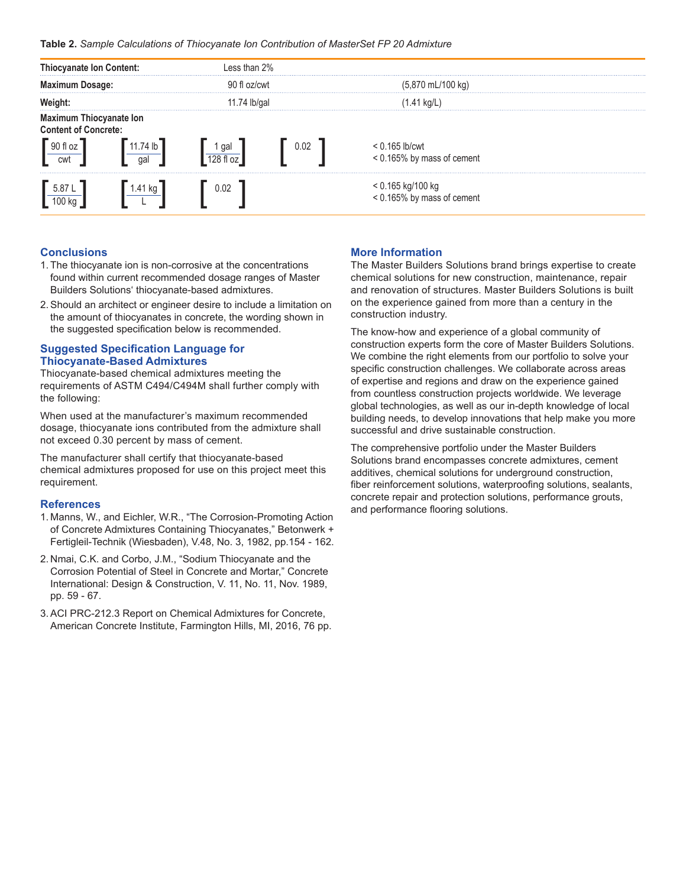**Table 2.** *Sample Calculations of Thiocyanate Ion Contribution of MasterSet FP 20 Admixture*

| | | | | |
|---|---|---|---|---|
| **Thiocyanate Ion Content:** | | Less than 2% | | |
| **Maximum Dosage:** | | 90 fl oz/cwt | | (5,870 mL/100 kg) |
| **Weight:** | | 11.74 lb/gal | | (1.41 kg/L) |
| **Maximum Thiocyanate Ion Content of Concrete:** | | | | |
| $\left[\frac{90 \text{ fl oz}}{\text{cwt}}\right]$ | $\left[\frac{11.74 \text{ lb}}{\text{gal}}\right]$ | $\left[\frac{1 \text{ gal}}{128 \text{ fl oz}}\right]$ | $\left[0.02\right]$ | < 0.165 lb/cwt<br>< 0.165% by mass of cement |
| $\left[\frac{5.87 \text{ L}}{100 \text{ kg}}\right]$ | $\left[\frac{1.41 \text{ kg}}{\text{L}}\right]$ | $\left[0.02\right]$ | | < 0.165 kg/100 kg<br>< 0.165% by mass of cement |

## Conclusions

1. The thiocyanate ion is non-corrosive at the concentrations found within current recommended dosage ranges of Master Builders Solutions' thiocyanate-based admixtures.
2. Should an architect or engineer desire to include a limitation on the amount of thiocyanates in concrete, the wording shown in the suggested specification below is recommended.

## Suggested Specification Language for Thiocyanate-Based Admixtures

Thiocyanate-based chemical admixtures meeting the requirements of ASTM C494/C494M shall further comply with the following:

When used at the manufacturer's maximum recommended dosage, thiocyanate ions contributed from the admixture shall not exceed 0.30 percent by mass of cement.

The manufacturer shall certify that thiocyanate-based chemical admixtures proposed for use on this project meet this requirement.

## References

1. Manns, W., and Eichler, W.R., "The Corrosion-Promoting Action of Concrete Admixtures Containing Thiocyanates," Betonwerk + Fertigleil-Technik (Wiesbaden), V.48, No. 3, 1982, pp.154 - 162.
2. Nmai, C.K. and Corbo, J.M., "Sodium Thiocyanate and the Corrosion Potential of Steel in Concrete and Mortar," Concrete International: Design & Construction, V. 11, No. 11, Nov. 1989, pp. 59 - 67.
3. ACI PRC-212.3 Report on Chemical Admixtures for Concrete, American Concrete Institute, Farmington Hills, MI, 2016, 76 pp.

## More Information

The Master Builders Solutions brand brings expertise to create chemical solutions for new construction, maintenance, repair and renovation of structures. Master Builders Solutions is built on the experience gained from more than a century in the construction industry.

The know-how and experience of a global community of construction experts form the core of Master Builders Solutions. We combine the right elements from our portfolio to solve your specific construction challenges. We collaborate across areas of expertise and regions and draw on the experience gained from countless construction projects worldwide. We leverage global technologies, as well as our in-depth knowledge of local building needs, to develop innovations that help make you more successful and drive sustainable construction.

The comprehensive portfolio under the Master Builders Solutions brand encompasses concrete admixtures, cement additives, chemical solutions for underground construction, fiber reinforcement solutions, waterproofing solutions, sealants, concrete repair and protection solutions, performance grouts, and performance flooring solutions.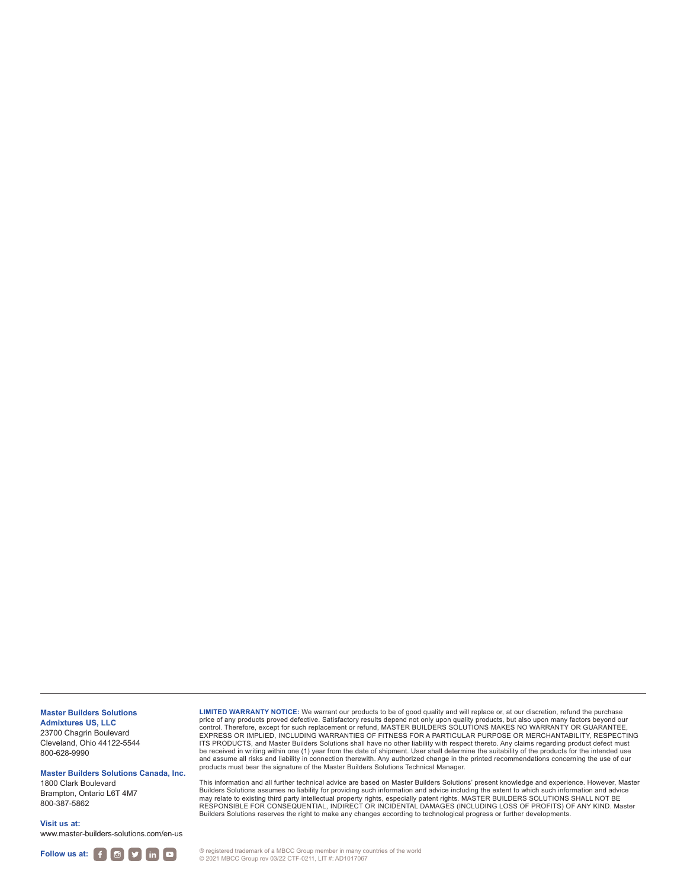**Master Builders Solutions Admixtures US, LLC**
23700 Chagrin Boulevard
Cleveland, Ohio 44122-5544
800-628-9990

**Master Builders Solutions Canada, Inc.**
1800 Clark Boulevard
Brampton, Ontario L6T 4M7
800-387-5862

**Visit us at:**
www.master-builders-solutions.com/en-us

**Follow us at:**

**LIMITED WARRANTY NOTICE:** We warrant our products to be of good quality and will replace or, at our discretion, refund the purchase price of any products proved defective. Satisfactory results depend not only upon quality products, but also upon many factors beyond our control. Therefore, except for such replacement or refund, MASTER BUILDERS SOLUTIONS MAKES NO WARRANTY OR GUARANTEE, EXPRESS OR IMPLIED, INCLUDING WARRANTIES OF FITNESS FOR A PARTICULAR PURPOSE OR MERCHANTABILITY, RESPECTING ITS PRODUCTS, and Master Builders Solutions shall have no other liability with respect thereto. Any claims regarding product defect must be received in writing within one (1) year from the date of shipment. User shall determine the suitability of the products for the intended use and assume all risks and liability in connection therewith. Any authorized change in the printed recommendations concerning the use of our products must bear the signature of the Master Builders Solutions Technical Manager.

This information and all further technical advice are based on Master Builders Solutions' present knowledge and experience. However, Master Builders Solutions assumes no liability for providing such information and advice including the extent to which such information and advice may relate to existing third party intellectual property rights, especially patent rights. MASTER BUILDERS SOLUTIONS SHALL NOT BE RESPONSIBLE FOR CONSEQUENTIAL, INDIRECT OR INCIDENTAL DAMAGES (INCLUDING LOSS OF PROFITS) OF ANY KIND. Master Builders Solutions reserves the right to make any changes according to technological progress or further developments.

® registered trademark of a MBCC Group member in many countries of the world
© 2021 MBCC Group rev 03/22 CTF-0211, LIT #: AD1017067